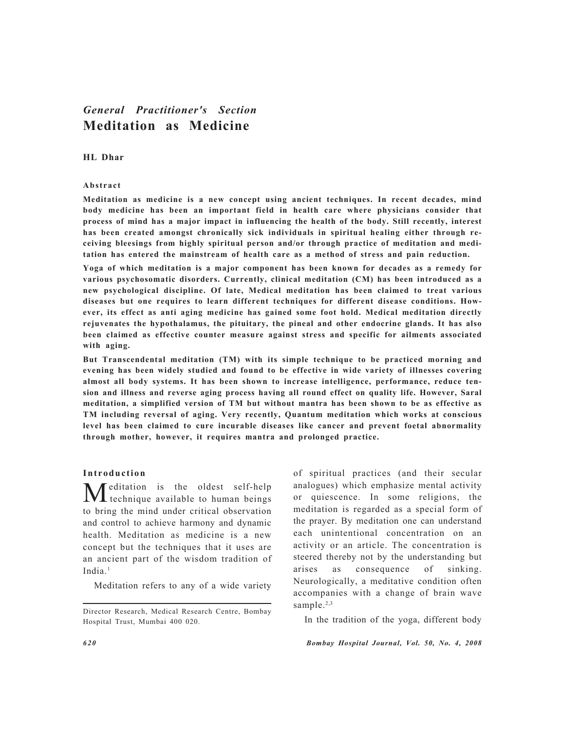*General Practitioner's Section*

# Meditation as Medicine

**HL Dhar**

### Abstract

**Meditation as medicine is a new concept using ancient techniques. In recent decades, mind body medicine has been an important field in health care where physicians consider that process of mind has a major impact in influencing the health of the body. Still recently, interest has been created amongst chronically sick individuals in spiritual healing either through receiving bleesings from highly spiritual person and/or through practice of meditation and meditation has entered the mainstream of health care as a method of stress and pain reduction.**

**Yoga of which meditation is a major component has been known for decades as a remedy for various psychosomatic disorders. Currently, clinical meditation (CM) has been introduced as a new psychological discipline. Of late, Medical meditation has been claimed to treat various diseases but one requires to learn different techniques for different disease conditions. However, its effect as anti aging medicine has gained some foot hold. Medical meditation directly rejuvenates the hypothalamus, the pituitary, the pineal and other endocrine glands. It has also been claimed as effective counter measure against stress and specific for ailments associated with aging.**

**But Transcendental meditation (TM) with its simple technique to be practiced morning and evening has been widely studied and found to be effective in wide variety of illnesses covering almost all body systems. It has been shown to increase intelligence, performance, reduce tension and illness and reverse aging process having all round effect on quality life. However, Saral meditation, a simplified version of TM but without mantra has been shown to be as effective as TM including reversal of aging. Very recently, Quantum meditation which works at conscious level has been claimed to cure incurable diseases like cancer and prevent foetal abnormality through mother, however, it requires mantra and prolonged practice.**

### Introduction

Meditation is the oldest self-help technique available to human beings to bring the mind under critical observation and control to achieve harmony and dynamic health. Meditation as medicine is a new concept but the techniques that it uses are an ancient part of the wisdom tradition of India.[1]

Meditation refers to any of a wide variety of spiritual practices (and their secular analogues) which emphasize mental activity or quiescence. In some religions, the meditation is regarded as a special form of the prayer. By meditation one can understand each unintentional concentration on an activity or an article. The concentration is steered thereby not by the understanding but arises as consequence of sinking. Neurologically, a meditative condition often accompanies with a change of brain wave sample.[2,3]

In the tradition of the yoga, different body

Director Research, Medical Research Centre, Bombay Hospital Trust, Mumbai 400 020.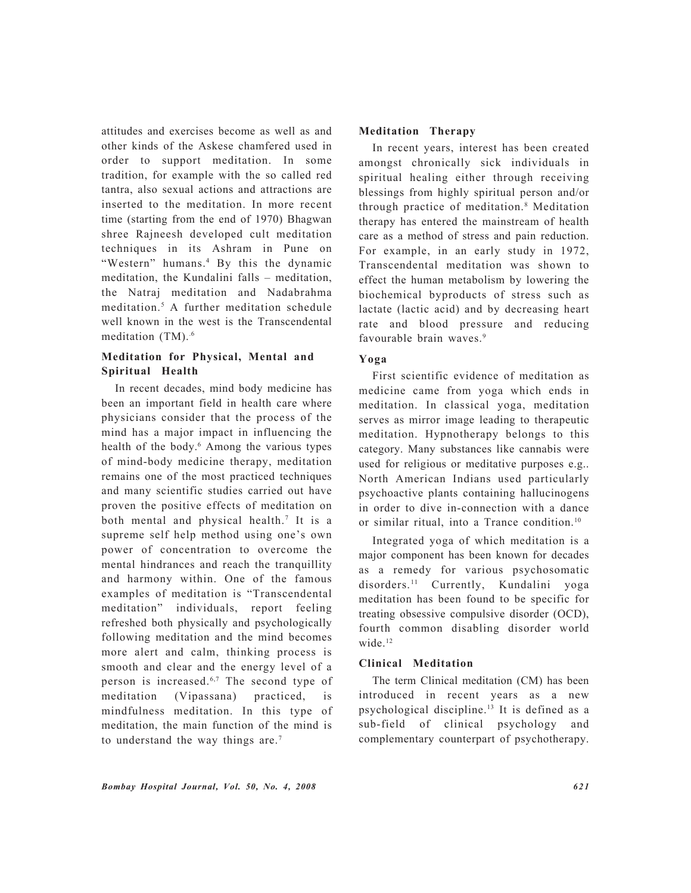attitudes and exercises become as well as and other kinds of the Askese chamfered used in order to support meditation. In some tradition, for example with the so called red tantra, also sexual actions and attractions are inserted to the meditation. In more recent time (starting from the end of 1970) Bhagwan shree Rajneesh developed cult meditation techniques in its Ashram in Pune on "Western" humans.[4] By this the dynamic meditation, the Kundalini falls – meditation, the Natraj meditation and Nadabrahma meditation.[5] A further meditation schedule well known in the west is the Transcendental meditation (TM).[6]

### Meditation for Physical, Mental and Spiritual Health

In recent decades, mind body medicine has been an important field in health care where physicians consider that the process of the mind has a major impact in influencing the health of the body.[6] Among the various types of mind-body medicine therapy, meditation remains one of the most practiced techniques and many scientific studies carried out have proven the positive effects of meditation on both mental and physical health.[7] It is a supreme self help method using one's own power of concentration to overcome the mental hindrances and reach the tranquillity and harmony within. One of the famous examples of meditation is "Transcendental meditation" individuals, report feeling refreshed both physically and psychologically following meditation and the mind becomes more alert and calm, thinking process is smooth and clear and the energy level of a person is increased.[6,7] The second type of meditation (Vipassana) practiced, is mindfulness meditation. In this type of meditation, the main function of the mind is to understand the way things are.[7]

### Meditation Therapy

In recent years, interest has been created amongst chronically sick individuals in spiritual healing either through receiving blessings from highly spiritual person and/or through practice of meditation.[8] Meditation therapy has entered the mainstream of health care as a method of stress and pain reduction. For example, in an early study in 1972, Transcendental meditation was shown to effect the human metabolism by lowering the biochemical byproducts of stress such as lactate (lactic acid) and by decreasing heart rate and blood pressure and reducing favourable brain waves.[9]

### Yoga

First scientific evidence of meditation as medicine came from yoga which ends in meditation. In classical yoga, meditation serves as mirror image leading to therapeutic meditation. Hypnotherapy belongs to this category. Many substances like cannabis were used for religious or meditative purposes e.g.. North American Indians used particularly psychoactive plants containing hallucinogens in order to dive in-connection with a dance or similar ritual, into a Trance condition.[10]

Integrated yoga of which meditation is a major component has been known for decades as a remedy for various psychosomatic disorders.[11] Currently, Kundalini yoga meditation has been found to be specific for treating obsessive compulsive disorder (OCD), fourth common disabling disorder world wide.[12]

### Clinical Meditation

The term Clinical meditation (CM) has been introduced in recent years as a new psychological discipline.[13] It is defined as a sub-field of clinical psychology and complementary counterpart of psychotherapy.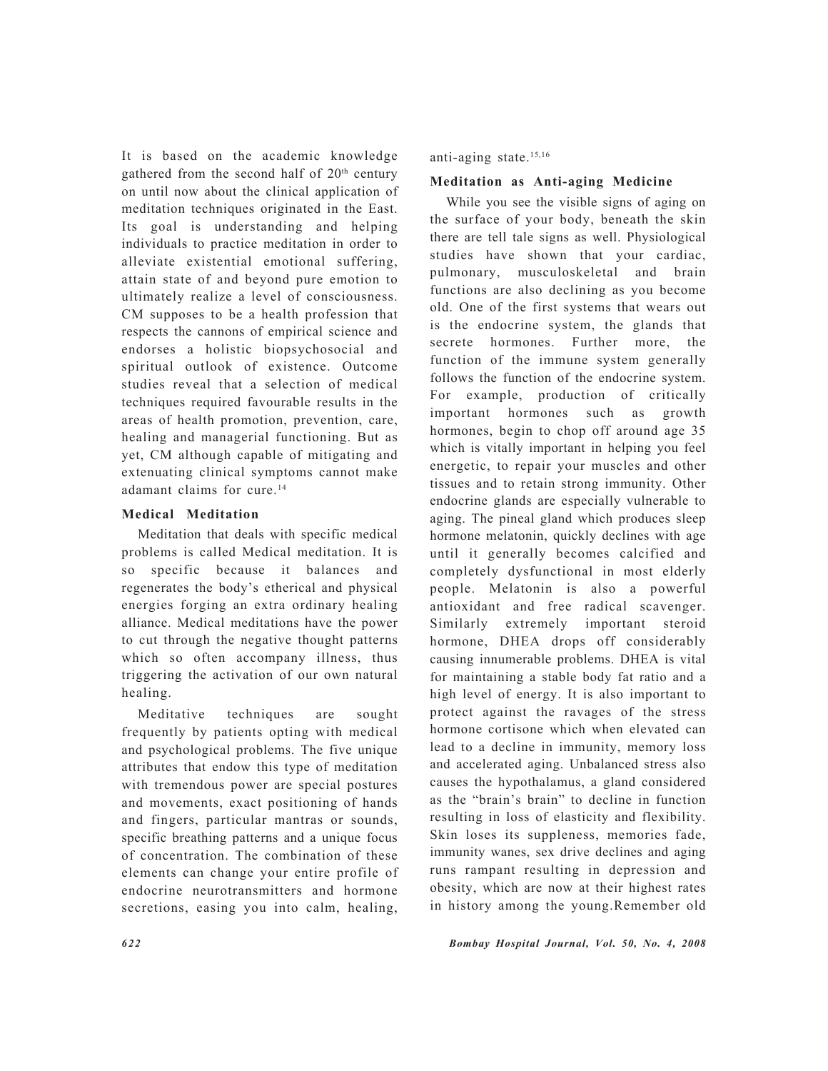It is based on the academic knowledge gathered from the second half of 20$^{th}$ century on until now about the clinical application of meditation techniques originated in the East. Its goal is understanding and helping individuals to practice meditation in order to alleviate existential emotional suffering, attain state of and beyond pure emotion to ultimately realize a level of consciousness. CM supposes to be a health profession that respects the cannons of empirical science and endorses a holistic biopsychosocial and spiritual outlook of existence. Outcome studies reveal that a selection of medical techniques required favourable results in the areas of health promotion, prevention, care, healing and managerial functioning. But as yet, CM although capable of mitigating and extenuating clinical symptoms cannot make adamant claims for cure.[14]

### Medical Meditation

Meditation that deals with specific medical problems is called Medical meditation. It is so specific because it balances and regenerates the body's etherical and physical energies forging an extra ordinary healing alliance. Medical meditations have the power to cut through the negative thought patterns which so often accompany illness, thus triggering the activation of our own natural healing.

Meditative techniques are sought frequently by patients opting with medical and psychological problems. The five unique attributes that endow this type of meditation with tremendous power are special postures and movements, exact positioning of hands and fingers, particular mantras or sounds, specific breathing patterns and a unique focus of concentration. The combination of these elements can change your entire profile of endocrine neurotransmitters and hormone secretions, easing you into calm, healing, anti-aging state.[15,16]

### Meditation as Anti-aging Medicine

While you see the visible signs of aging on the surface of your body, beneath the skin there are tell tale signs as well. Physiological studies have shown that your cardiac, pulmonary, musculoskeletal and brain functions are also declining as you become old. One of the first systems that wears out is the endocrine system, the glands that secrete hormones. Further more, the function of the immune system generally follows the function of the endocrine system. For example, production of critically important hormones such as growth hormones, begin to chop off around age 35 which is vitally important in helping you feel energetic, to repair your muscles and other tissues and to retain strong immunity. Other endocrine glands are especially vulnerable to aging. The pineal gland which produces sleep hormone melatonin, quickly declines with age until it generally becomes calcified and completely dysfunctional in most elderly people. Melatonin is also a powerful antioxidant and free radical scavenger. Similarly extremely important steroid hormone, DHEA drops off considerably causing innumerable problems. DHEA is vital for maintaining a stable body fat ratio and a high level of energy. It is also important to protect against the ravages of the stress hormone cortisone which when elevated can lead to a decline in immunity, memory loss and accelerated aging. Unbalanced stress also causes the hypothalamus, a gland considered as the "brain's brain" to decline in function resulting in loss of elasticity and flexibility. Skin loses its suppleness, memories fade, immunity wanes, sex drive declines and aging runs rampant resulting in depression and obesity, which are now at their highest rates in history among the young.Remember old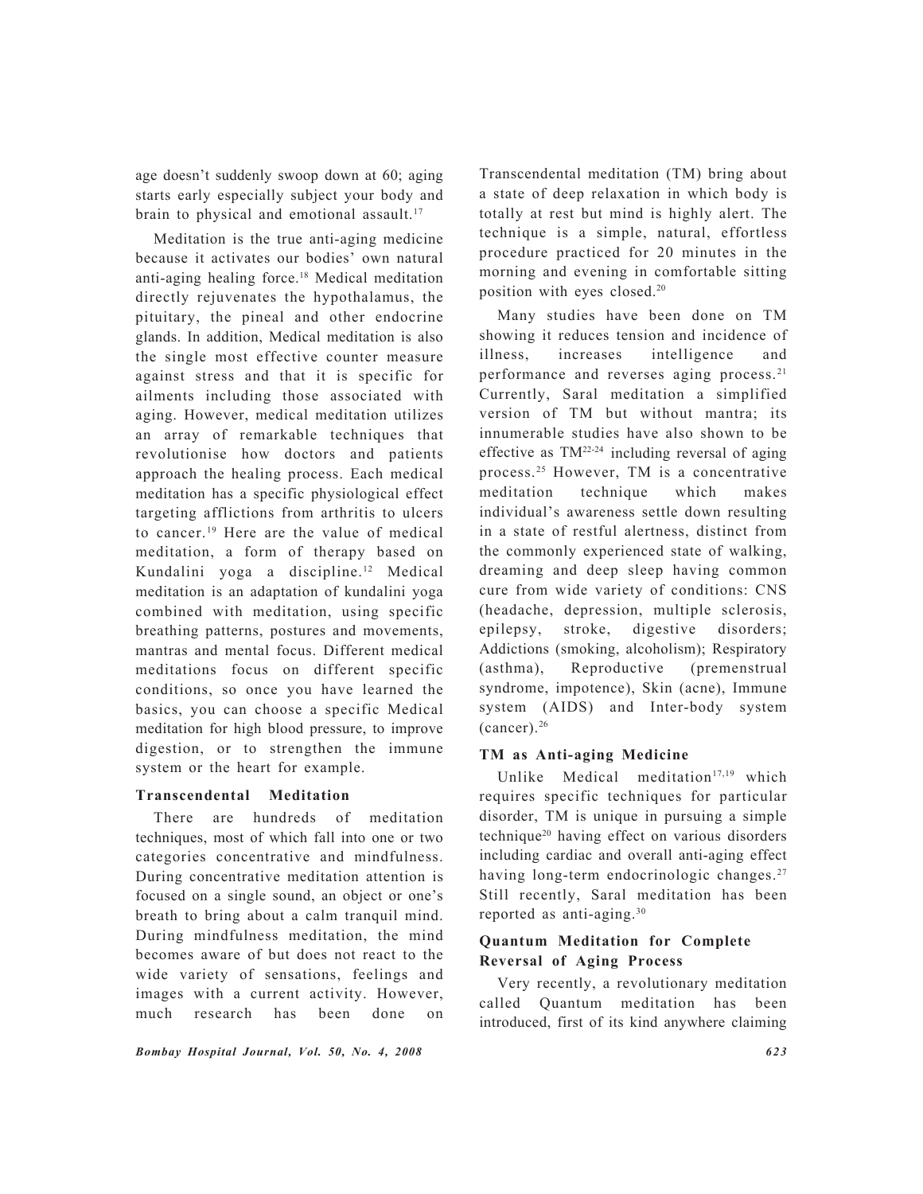age doesn't suddenly swoop down at 60; aging starts early especially subject your body and brain to physical and emotional assault.[17]

Meditation is the true anti-aging medicine because it activates our bodies' own natural anti-aging healing force.[18] Medical meditation directly rejuvenates the hypothalamus, the pituitary, the pineal and other endocrine glands. In addition, Medical meditation is also the single most effective counter measure against stress and that it is specific for ailments including those associated with aging. However, medical meditation utilizes an array of remarkable techniques that revolutionise how doctors and patients approach the healing process. Each medical meditation has a specific physiological effect targeting afflictions from arthritis to ulcers to cancer.[19] Here are the value of medical meditation, a form of therapy based on Kundalini yoga a discipline.[12] Medical meditation is an adaptation of kundalini yoga combined with meditation, using specific breathing patterns, postures and movements, mantras and mental focus. Different medical meditations focus on different specific conditions, so once you have learned the basics, you can choose a specific Medical meditation for high blood pressure, to improve digestion, or to strengthen the immune system or the heart for example.

### Transcendental Meditation

There are hundreds of meditation techniques, most of which fall into one or two categories concentrative and mindfulness. During concentrative meditation attention is focused on a single sound, an object or one's breath to bring about a calm tranquil mind. During mindfulness meditation, the mind becomes aware of but does not react to the wide variety of sensations, feelings and images with a current activity. However, much research has been done on Transcendental meditation (TM) bring about a state of deep relaxation in which body is totally at rest but mind is highly alert. The technique is a simple, natural, effortless procedure practiced for 20 minutes in the morning and evening in comfortable sitting position with eyes closed.[20]

Many studies have been done on TM showing it reduces tension and incidence of illness, increases intelligence and performance and reverses aging process.[21] Currently, Saral meditation a simplified version of TM but without mantra; its innumerable studies have also shown to be effective as TM[22-24] including reversal of aging process.[25] However, TM is a concentrative meditation technique which makes individual's awareness settle down resulting in a state of restful alertness, distinct from the commonly experienced state of walking, dreaming and deep sleep having common cure from wide variety of conditions: CNS (headache, depression, multiple sclerosis, epilepsy, stroke, digestive disorders; Addictions (smoking, alcoholism); Respiratory (asthma), Reproductive (premenstrual syndrome, impotence), Skin (acne), Immune system (AIDS) and Inter-body system (cancer).[26]

### TM as Anti-aging Medicine

Unlike Medical meditation[17,19] which requires specific techniques for particular disorder, TM is unique in pursuing a simple technique[20] having effect on various disorders including cardiac and overall anti-aging effect having long-term endocrinologic changes.[27] Still recently, Saral meditation has been reported as anti-aging.[30]

### Quantum Meditation for Complete Reversal of Aging Process

Very recently, a revolutionary meditation called Quantum meditation has been introduced, first of its kind anywhere claiming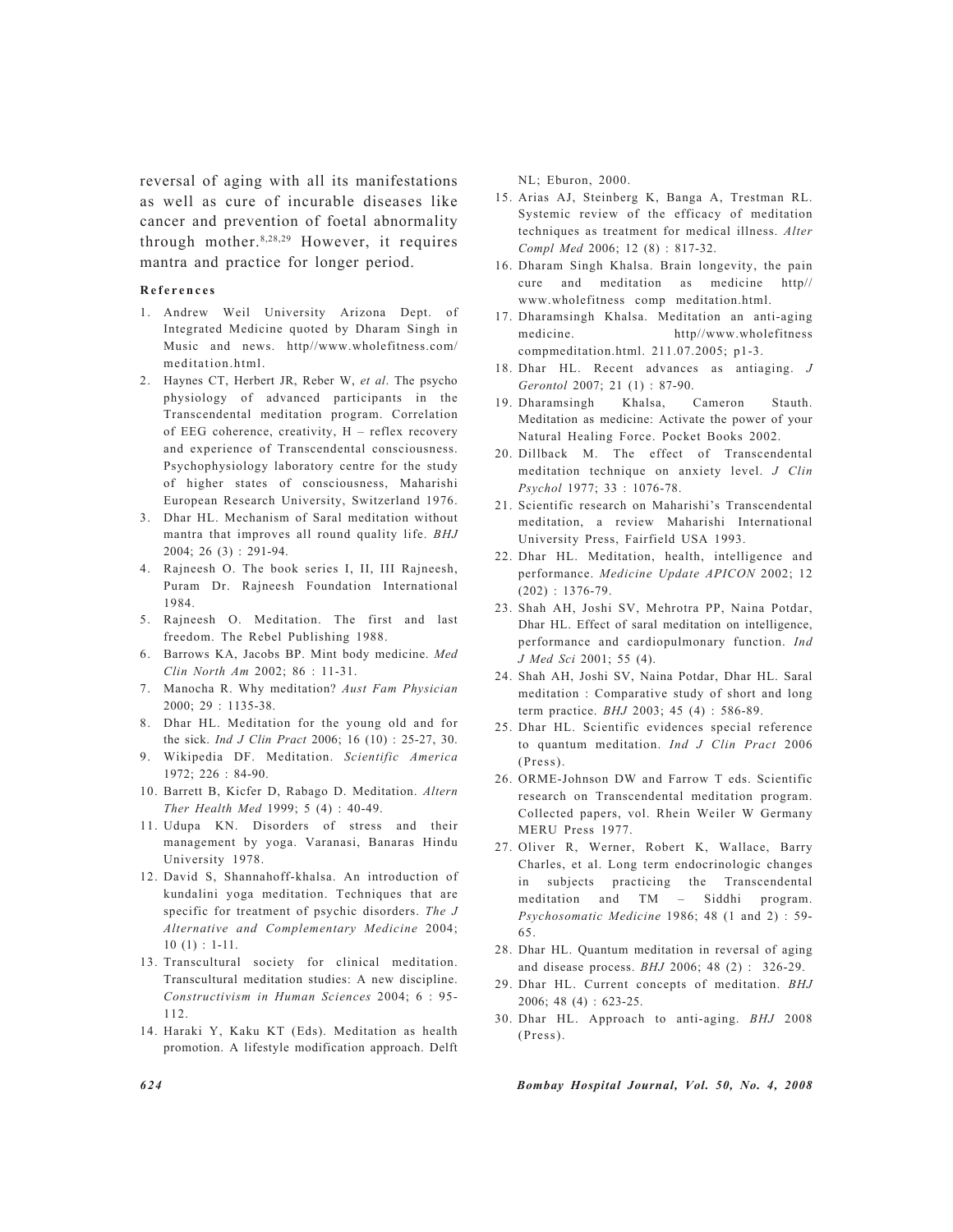reversal of aging with all its manifestations as well as cure of incurable diseases like cancer and prevention of foetal abnormality through mother.[8,28,29] However, it requires mantra and practice for longer period.

**References**

1. Andrew Weil University Arizona Dept. of Integrated Medicine quoted by Dharam Singh in Music and news. http//www.wholefitness.com/ meditation.html.
2. Haynes CT, Herbert JR, Reber W, *et al*. The psycho physiology of advanced participants in the Transcendental meditation program. Correlation of EEG coherence, creativity, H – reflex recovery and experience of Transcendental consciousness. Psychophysiology laboratory centre for the study of higher states of consciousness, Maharishi European Research University, Switzerland 1976.
3. Dhar HL. Mechanism of Saral meditation without mantra that improves all round quality life. *BHJ* 2004; 26 (3) : 291-94.
4. Rajneesh O. The book series I, II, III Rajneesh, Puram Dr. Rajneesh Foundation International 1984.
5. Rajneesh O. Meditation. The first and last freedom. The Rebel Publishing 1988.
6. Barrows KA, Jacobs BP. Mint body medicine. *Med Clin North Am* 2002; 86 : 11-31.
7. Manocha R. Why meditation? *Aust Fam Physician* 2000; 29 : 1135-38.
8. Dhar HL. Meditation for the young old and for the sick. *Ind J Clin Pract* 2006; 16 (10) : 25-27, 30.
9. Wikipedia DF. Meditation. *Scientific America* 1972; 226 : 84-90.
10. Barrett B, Kicfer D, Rabago D. Meditation. *Altern Ther Health Med* 1999; 5 (4) : 40-49.
11. Udupa KN. Disorders of stress and their management by yoga. Varanasi, Banaras Hindu University 1978.
12. David S, Shannahoff-khalsa. An introduction of kundalini yoga meditation. Techniques that are specific for treatment of psychic disorders. *The J Alternative and Complementary Medicine* 2004; 10 (1) : 1-11.
13. Transcultural society for clinical meditation. Transcultural meditation studies: A new discipline. *Constructivism in Human Sciences* 2004; 6 : 95-112.
14. Haraki Y, Kaku KT (Eds). Meditation as health promotion. A lifestyle modification approach. Delft NL; Eburon, 2000.
15. Arias AJ, Steinberg K, Banga A, Trestman RL. Systemic review of the efficacy of meditation techniques as treatment for medical illness. *Alter Compl Med* 2006; 12 (8) : 817-32.
16. Dharam Singh Khalsa. Brain longevity, the pain cure and meditation as medicine http// www.wholefitness comp meditation.html.
17. Dharamsingh Khalsa. Meditation an anti-aging medicine. http//www.wholefitness compmeditation.html. 211.07.2005; p1-3.
18. Dhar HL. Recent advances as antiaging. *J Gerontol* 2007; 21 (1) : 87-90.
19. Dharamsingh Khalsa, Cameron Stauth. Meditation as medicine: Activate the power of your Natural Healing Force. Pocket Books 2002.
20. Dillback M. The effect of Transcendental meditation technique on anxiety level. *J Clin Psychol* 1977; 33 : 1076-78.
21. Scientific research on Maharishi's Transcendental meditation, a review Maharishi International University Press, Fairfield USA 1993.
22. Dhar HL. Meditation, health, intelligence and performance. *Medicine Update APICON* 2002; 12 (202) : 1376-79.
23. Shah AH, Joshi SV, Mehrotra PP, Naina Potdar, Dhar HL. Effect of saral meditation on intelligence, performance and cardiopulmonary function. *Ind J Med Sci* 2001; 55 (4).
24. Shah AH, Joshi SV, Naina Potdar, Dhar HL. Saral meditation : Comparative study of short and long term practice. *BHJ* 2003; 45 (4) : 586-89.
25. Dhar HL. Scientific evidences special reference to quantum meditation. *Ind J Clin Pract* 2006 (Press).
26. ORME-Johnson DW and Farrow T eds. Scientific research on Transcendental meditation program. Collected papers, vol. Rhein Weiler W Germany MERU Press 1977.
27. Oliver R, Werner, Robert K, Wallace, Barry Charles, et al. Long term endocrinologic changes in subjects practicing the Transcendental meditation and TM – Siddhi program. *Psychosomatic Medicine* 1986; 48 (1 and 2) : 59-65.
28. Dhar HL. Quantum meditation in reversal of aging and disease process. *BHJ* 2006; 48 (2) : 326-29.
29. Dhar HL. Current concepts of meditation. *BHJ* 2006; 48 (4) : 623-25.
30. Dhar HL. Approach to anti-aging. *BHJ* 2008 (Press).